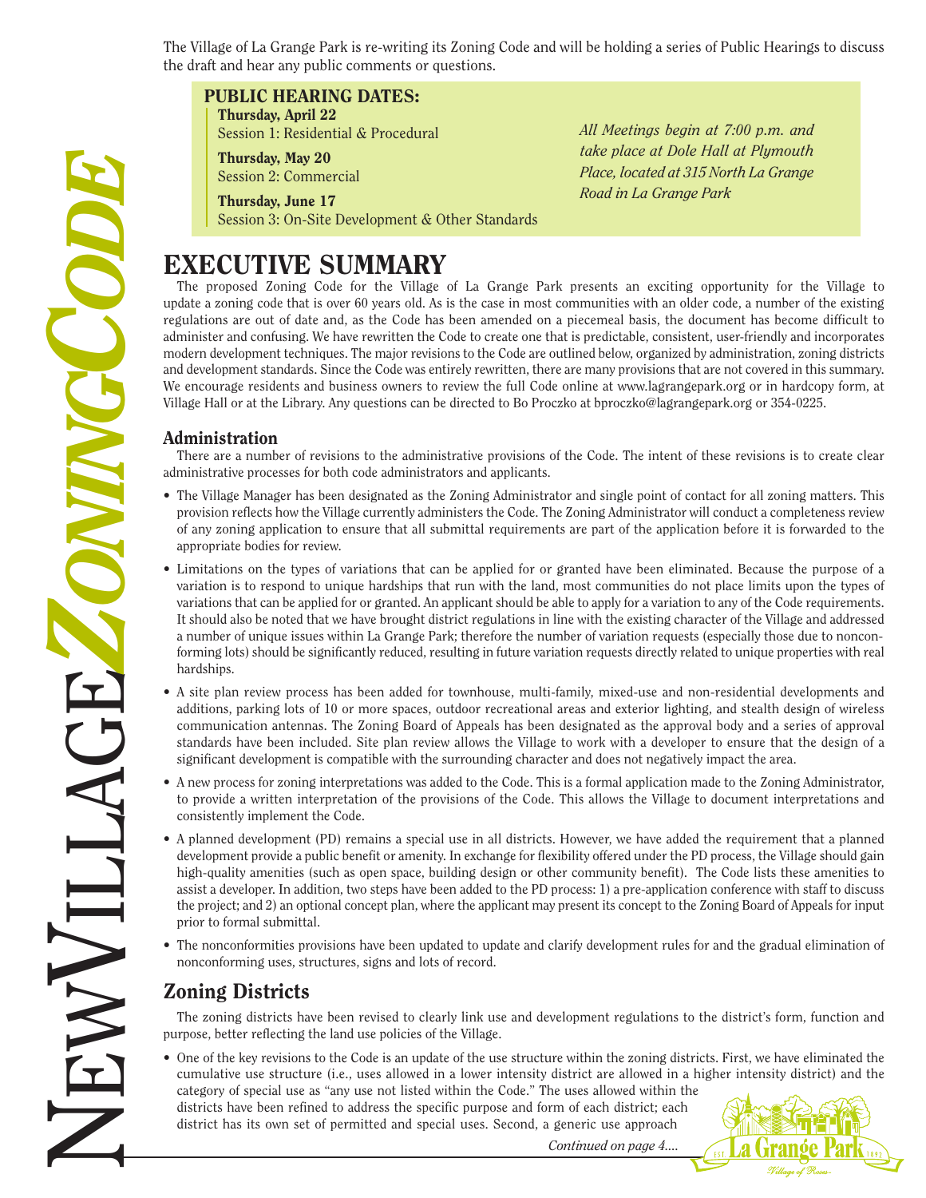# NEW VILLAGE ZONING CODE

The Village of La Grange Park is re-writing its Zoning Code and will be holding a series of Public Hearings to discuss the draft and hear any public comments or questions.

## PUBLIC HEARING DATES:

**Thursday, April 22**
Session 1: Residential & Procedural

**Thursday, May 20**
Session 2: Commercial

**Thursday, June 17**
Session 3: On-Site Development & Other Standards

*All Meetings begin at 7:00 p.m. and take place at Dole Hall at Plymouth Place, located at 315 North La Grange Road in La Grange Park*

# EXECUTIVE SUMMARY

The proposed Zoning Code for the Village of La Grange Park presents an exciting opportunity for the Village to update a zoning code that is over 60 years old. As is the case in most communities with an older code, a number of the existing regulations are out of date and, as the Code has been amended on a piecemeal basis, the document has become difficult to administer and confusing. We have rewritten the Code to create one that is predictable, consistent, user-friendly and incorporates modern development techniques. The major revisions to the Code are outlined below, organized by administration, zoning districts and development standards. Since the Code was entirely rewritten, there are many provisions that are not covered in this summary. We encourage residents and business owners to review the full Code online at www.lagrangepark.org or in hardcopy form, at Village Hall or at the Library. Any questions can be directed to Bo Proczko at bproczko@lagrangepark.org or 354-0225.

## Administration

There are a number of revisions to the administrative provisions of the Code. The intent of these revisions is to create clear administrative processes for both code administrators and applicants.

- The Village Manager has been designated as the Zoning Administrator and single point of contact for all zoning matters. This provision reflects how the Village currently administers the Code. The Zoning Administrator will conduct a completeness review of any zoning application to ensure that all submittal requirements are part of the application before it is forwarded to the appropriate bodies for review.
- Limitations on the types of variations that can be applied for or granted have been eliminated. Because the purpose of a variation is to respond to unique hardships that run with the land, most communities do not place limits upon the types of variations that can be applied for or granted. An applicant should be able to apply for a variation to any of the Code requirements. It should also be noted that we have brought district regulations in line with the existing character of the Village and addressed a number of unique issues within La Grange Park; therefore the number of variation requests (especially those due to nonconforming lots) should be significantly reduced, resulting in future variation requests directly related to unique properties with real hardships.
- A site plan review process has been added for townhouse, multi-family, mixed-use and non-residential developments and additions, parking lots of 10 or more spaces, outdoor recreational areas and exterior lighting, and stealth design of wireless communication antennas. The Zoning Board of Appeals has been designated as the approval body and a series of approval standards have been included. Site plan review allows the Village to work with a developer to ensure that the design of a significant development is compatible with the surrounding character and does not negatively impact the area.
- A new process for zoning interpretations was added to the Code. This is a formal application made to the Zoning Administrator, to provide a written interpretation of the provisions of the Code. This allows the Village to document interpretations and consistently implement the Code.
- A planned development (PD) remains a special use in all districts. However, we have added the requirement that a planned development provide a public benefit or amenity. In exchange for flexibility offered under the PD process, the Village should gain high-quality amenities (such as open space, building design or other community benefit). The Code lists these amenities to assist a developer. In addition, two steps have been added to the PD process: 1) a pre-application conference with staff to discuss the project; and 2) an optional concept plan, where the applicant may present its concept to the Zoning Board of Appeals for input prior to formal submittal.
- The nonconformities provisions have been updated to update and clarify development rules for and the gradual elimination of nonconforming uses, structures, signs and lots of record.

## Zoning Districts

The zoning districts have been revised to clearly link use and development regulations to the district's form, function and purpose, better reflecting the land use policies of the Village.

- One of the key revisions to the Code is an update of the use structure within the zoning districts. First, we have eliminated the cumulative use structure (i.e., uses allowed in a lower intensity district are allowed in a higher intensity district) and the category of special use as "any use not listed within the Code." The uses allowed within the districts have been refined to address the specific purpose and form of each district; each district has its own set of permitted and special uses. Second, a generic use approach

*Continued on page 4....*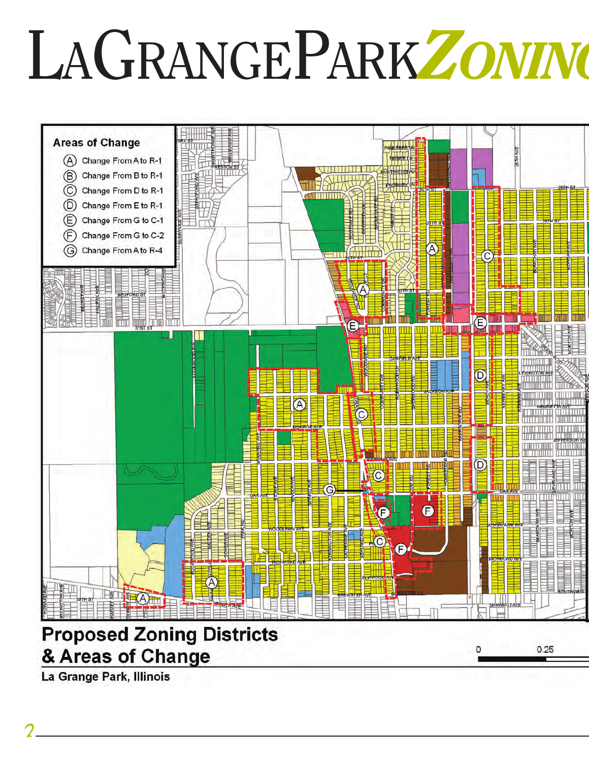# LaGrangePark*Zonin*

**Areas of Change**

- (A) Change From A to R-1
- (B) Change From B to R-1
- (C) Change From D to R-1
- (D) Change From E to R-1
- (E) Change From G to C-1
- (F) Change From G to C-2
- (G) Change From A to R-4

## Proposed Zoning Districts & Areas of Change

**La Grange Park, Illinois**

0 0.25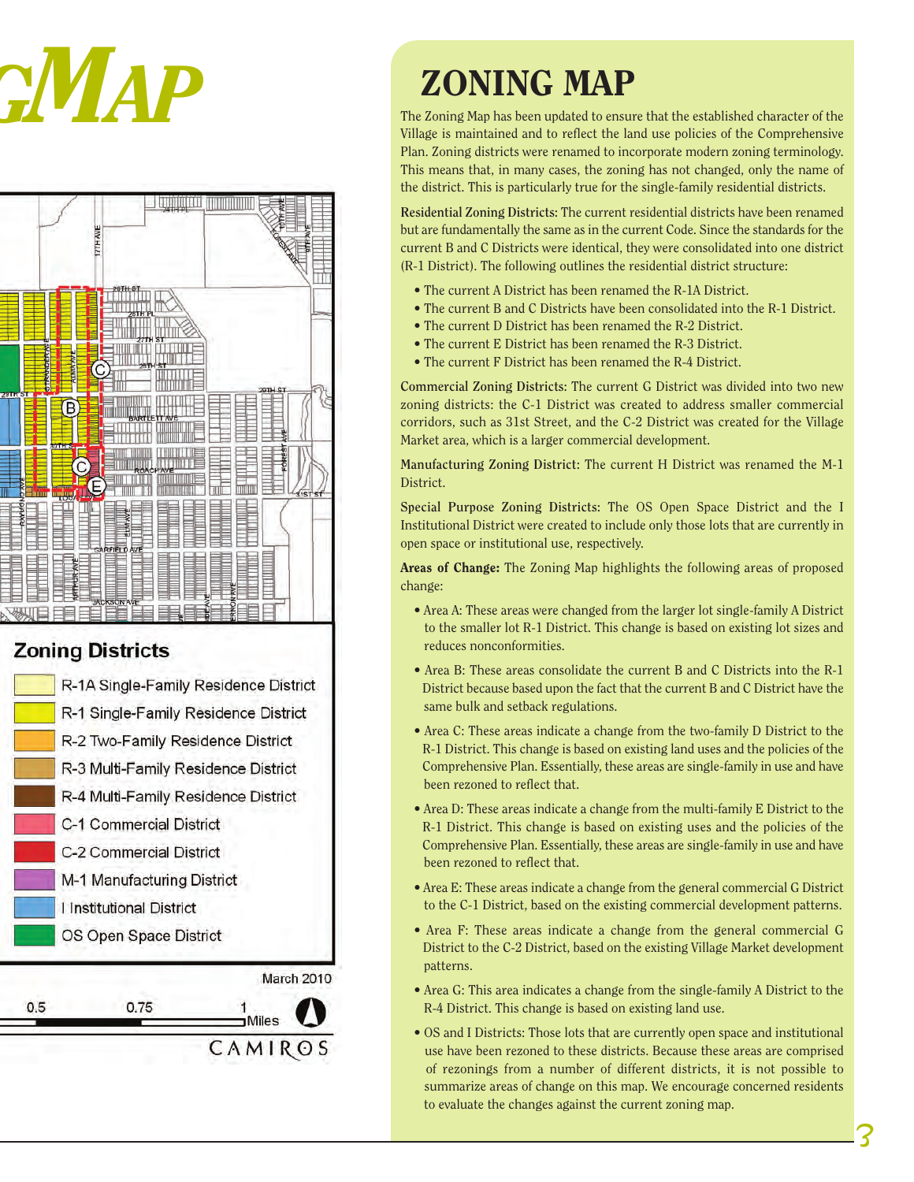# ZONING MAP

The Zoning Map has been updated to ensure that the established character of the Village is maintained and to reflect the land use policies of the Comprehensive Plan. Zoning districts were renamed to incorporate modern zoning terminology. This means that, in many cases, the zoning has not changed, only the name of the district. This is particularly true for the single-family residential districts.

**Residential Zoning Districts:** The current residential districts have been renamed but are fundamentally the same as in the current Code. Since the standards for the current B and C Districts were identical, they were consolidated into one district (R-1 District). The following outlines the residential district structure:

- The current A District has been renamed the R-1A District.
- The current B and C Districts have been consolidated into the R-1 District.
- The current D District has been renamed the R-2 District.
- The current E District has been renamed the R-3 District.
- The current F District has been renamed the R-4 District.

**Commercial Zoning Districts:** The current G District was divided into two new zoning districts: the C-1 District was created to address smaller commercial corridors, such as 31st Street, and the C-2 District was created for the Village Market area, which is a larger commercial development.

**Manufacturing Zoning District:** The current H District was renamed the M-1 District.

**Special Purpose Zoning Districts:** The OS Open Space District and the I Institutional District were created to include only those lots that are currently in open space or institutional use, respectively.

**Areas of Change:** The Zoning Map highlights the following areas of proposed change:

- Area A: These areas were changed from the larger lot single-family A District to the smaller lot R-1 District. This change is based on existing lot sizes and reduces nonconformities.
- Area B: These areas consolidate the current B and C Districts into the R-1 District because based upon the fact that the current B and C District have the same bulk and setback regulations.
- Area C: These areas indicate a change from the two-family D District to the R-1 District. This change is based on existing land uses and the policies of the Comprehensive Plan. Essentially, these areas are single-family in use and have been rezoned to reflect that.
- Area D: These areas indicate a change from the multi-family E District to the R-1 District. This change is based on existing uses and the policies of the Comprehensive Plan. Essentially, these areas are single-family in use and have been rezoned to reflect that.
- Area E: These areas indicate a change from the general commercial G District to the C-1 District, based on the existing commercial development patterns.
- Area F: These areas indicate a change from the general commercial G District to the C-2 District, based on the existing Village Market development patterns.
- Area G: This area indicates a change from the single-family A District to the R-4 District. This change is based on existing land use.
- OS and I Districts: Those lots that are currently open space and institutional use have been rezoned to these districts. Because these areas are comprised of rezonings from a number of different districts, it is not possible to summarize areas of change on this map. We encourage concerned residents to evaluate the changes against the current zoning map.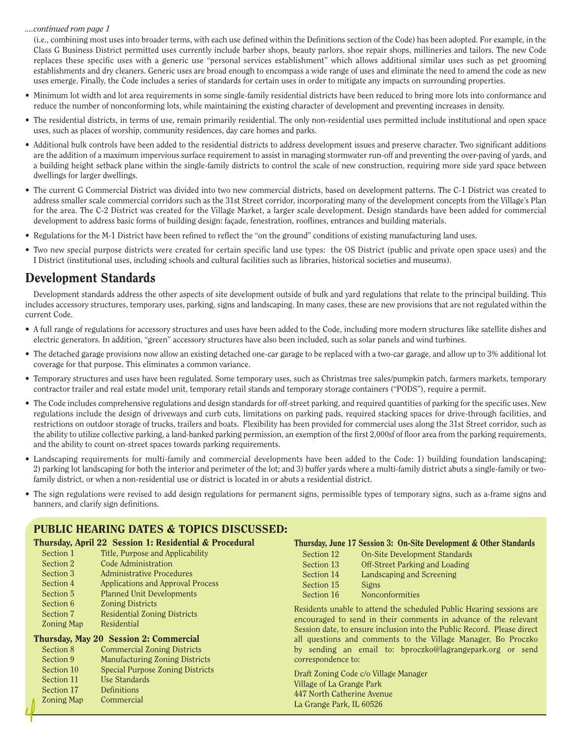*....continued rom page 1*

(i.e., combining most uses into broader terms, with each use defined within the Definitions section of the Code) has been adopted. For example, in the Class G Business District permitted uses currently include barber shops, beauty parlors, shoe repair shops, millineries and tailors. The new Code replaces these specific uses with a generic use "personal services establishment" which allows additional similar uses such as pet grooming establishments and dry cleaners. Generic uses are broad enough to encompass a wide range of uses and eliminate the need to amend the code as new uses emerge. Finally, the Code includes a series of standards for certain uses in order to mitigate any impacts on surrounding properties.

- Minimum lot width and lot area requirements in some single-family residential districts have been reduced to bring more lots into conformance and reduce the number of nonconforming lots, while maintaining the existing character of development and preventing increases in density.
- The residential districts, in terms of use, remain primarily residential. The only non-residential uses permitted include institutional and open space uses, such as places of worship, community residences, day care homes and parks.
- Additional bulk controls have been added to the residential districts to address development issues and preserve character. Two significant additions are the addition of a maximum impervious surface requirement to assist in managing stormwater run-off and preventing the over-paving of yards, and a building height setback plane within the single-family districts to control the scale of new construction, requiring more side yard space between dwellings for larger dwellings.
- The current G Commercial District was divided into two new commercial districts, based on development patterns. The C-1 District was created to address smaller scale commercial corridors such as the 31st Street corridor, incorporating many of the development concepts from the Village's Plan for the area. The C-2 District was created for the Village Market, a larger scale development. Design standards have been added for commercial development to address basic forms of building design: façade, fenestration, rooflines, entrances and building materials.
- Regulations for the M-1 District have been refined to reflect the "on the ground" conditions of existing manufacturing land uses.
- Two new special purpose districts were created for certain specific land use types: the OS District (public and private open space uses) and the I District (institutional uses, including schools and cultural facilities such as libraries, historical societies and museums).

## Development Standards

Development standards address the other aspects of site development outside of bulk and yard regulations that relate to the principal building. This includes accessory structures, temporary uses, parking, signs and landscaping. In many cases, these are new provisions that are not regulated within the current Code.

- A full range of regulations for accessory structures and uses have been added to the Code, including more modern structures like satellite dishes and electric generators. In addition, "green" accessory structures have also been included, such as solar panels and wind turbines.
- The detached garage provisions now allow an existing detached one-car garage to be replaced with a two-car garage, and allow up to 3% additional lot coverage for that purpose. This eliminates a common variance.
- Temporary structures and uses have been regulated. Some temporary uses, such as Christmas tree sales/pumpkin patch, farmers markets, temporary contractor trailer and real estate model unit, temporary retail stands and temporary storage containers ("PODS"), require a permit.
- The Code includes comprehensive regulations and design standards for off-street parking, and required quantities of parking for the specific uses. New regulations include the design of driveways and curb cuts, limitations on parking pads, required stacking spaces for drive-through facilities, and restrictions on outdoor storage of trucks, trailers and boats. Flexibility has been provided for commercial uses along the 31st Street corridor, such as the ability to utilize collective parking, a land-banked parking permission, an exemption of the first 2,000sf of floor area from the parking requirements, and the ability to count on-street spaces towards parking requirements.
- Landscaping requirements for multi-family and commercial developments have been added to the Code: 1) building foundation landscaping; 2) parking lot landscaping for both the interior and perimeter of the lot; and 3) buffer yards where a multi-family district abuts a single-family or two-family district, or when a non-residential use or district is located in or abuts a residential district.
- The sign regulations were revised to add design regulations for permanent signs, permissible types of temporary signs, such as a-frame signs and banners, and clarify sign definitions.

## PUBLIC HEARING DATES & TOPICS DISCUSSED:

**Thursday, April 22 Session 1: Residential & Procedural**

| | |
|---|---|
| Section 1 | Title, Purpose and Applicability |
| Section 2 | Code Administration |
| Section 3 | Administrative Procedures |
| Section 4 | Applications and Approval Process |
| Section 5 | Planned Unit Developments |
| Section 6 | Zoning Districts |
| Section 7 | Residential Zoning Districts |
| Zoning Map | Residential |

**Thursday, May 20 Session 2: Commercial**

| | |
|---|---|
| Section 8 | Commercial Zoning Districts |
| Section 9 | Manufacturing Zoning Districts |
| Section 10 | Special Purpose Zoning Districts |
| Section 11 | Use Standards |
| Section 17 | Definitions |
| Zoning Map | Commercial |

**Thursday, June 17 Session 3: On-Site Development & Other Standards**

| | |
|---|---|
| Section 12 | On-Site Development Standards |
| Section 13 | Off-Street Parking and Loading |
| Section 14 | Landscaping and Screening |
| Section 15 | Signs |
| Section 16 | Nonconformities |

Residents unable to attend the scheduled Public Hearing sessions are encouraged to send in their comments in advance of the relevant Session date, to ensure inclusion into the Public Record. Please direct all questions and comments to the Village Manager, Bo Proczko by sending an email to: bproczko@lagrangepark.org or send correspondence to:

Draft Zoning Code c/o Village Manager
Village of La Grange Park
447 North Catherine Avenue
La Grange Park, IL 60526